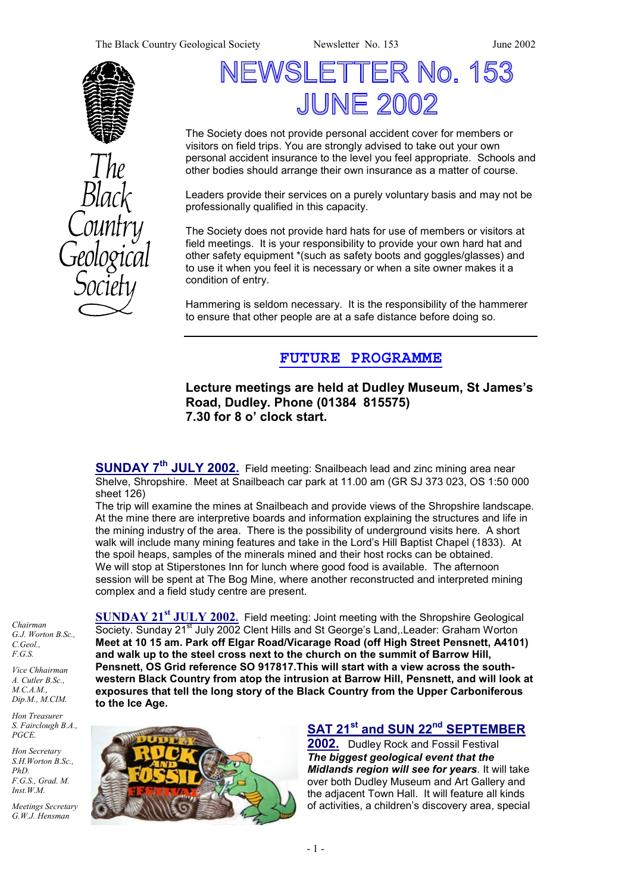# NEWSLETTER No. 153 JUNE 2002

The Black Country Geological Society

The Society does not provide personal accident cover for members or visitors on field trips. You are strongly advised to take out your own personal accident insurance to the level you feel appropriate. Schools and other bodies should arrange their own insurance as a matter of course.

Leaders provide their services on a purely voluntary basis and may not be professionally qualified in this capacity.

The Society does not provide hard hats for use of members or visitors at field meetings. It is your responsibility to provide your own hard hat and other safety equipment *(such as safety boots and goggles/glasses) and to use it when you feel it is necessary or when a site owner makes it a condition of entry.

Hammering is seldom necessary. It is the responsibility of the hammerer to ensure that other people are at a safe distance before doing so.

---

## FUTURE PROGRAMME

**Lecture meetings are held at Dudley Museum, St James's Road, Dudley. Phone (01384 815575) 7.30 for 8 o' clock start.**

**SUNDAY 7th JULY 2002.** Field meeting: Snailbeach lead and zinc mining area near Shelve, Shropshire. Meet at Snailbeach car park at 11.00 am (GR SJ 373 023, OS 1:50 000 sheet 126)

The trip will examine the mines at Snailbeach and provide views of the Shropshire landscape. At the mine there are interpretive boards and information explaining the structures and life in the mining industry of the area. There is the possibility of underground visits here. A short walk will include many mining features and take in the Lord's Hill Baptist Chapel (1833). At the spoil heaps, samples of the minerals mined and their host rocks can be obtained.

We will stop at Stiperstones Inn for lunch where good food is available. The afternoon session will be spent at The Bog Mine, where another reconstructed and interpreted mining complex and a field study centre are present.

**SUNDAY 21st JULY 2002.** Field meeting: Joint meeting with the Shropshire Geological Society. Sunday 21st July 2002 Clent Hills and St George's Land,.Leader: Graham Worton **Meet at 10 15 am. Park off Elgar Road/Vicarage Road (off High Street Pensnett, A4101) and walk up to the steel cross next to the church on the summit of Barrow Hill, Pensnett, OS Grid reference SO 917817.This will start with a view across the south-western Black Country from atop the intrusion at Barrow Hill, Pensnett, and will look at exposures that tell the long story of the Black Country from the Upper Carboniferous to the Ice Age.**

**SAT 21st and SUN 22nd SEPTEMBER 2002.** Dudley Rock and Fossil Festival ***The biggest geological event that the Midlands region will see for years***. It will take over both Dudley Museum and Art Gallery and the adjacent Town Hall. It will feature all kinds of activities, a children's discovery area, special

*Chairman*
*G.J. Worton B.Sc., C.Geol., F.G.S.*

*Vice Chhairman*
*A. Cutler B.Sc., M.C.A.M., Dip.M., M.CIM.*

*Hon Treasurer*
*S. Fairclough B.A., PGCE.*

*Hon Secretary*
*S.H.Worton B.Sc., PhD. F.G.S., Grad. M. Inst.W.M.*

*Meetings Secretary*
*G.W.J. Hensman*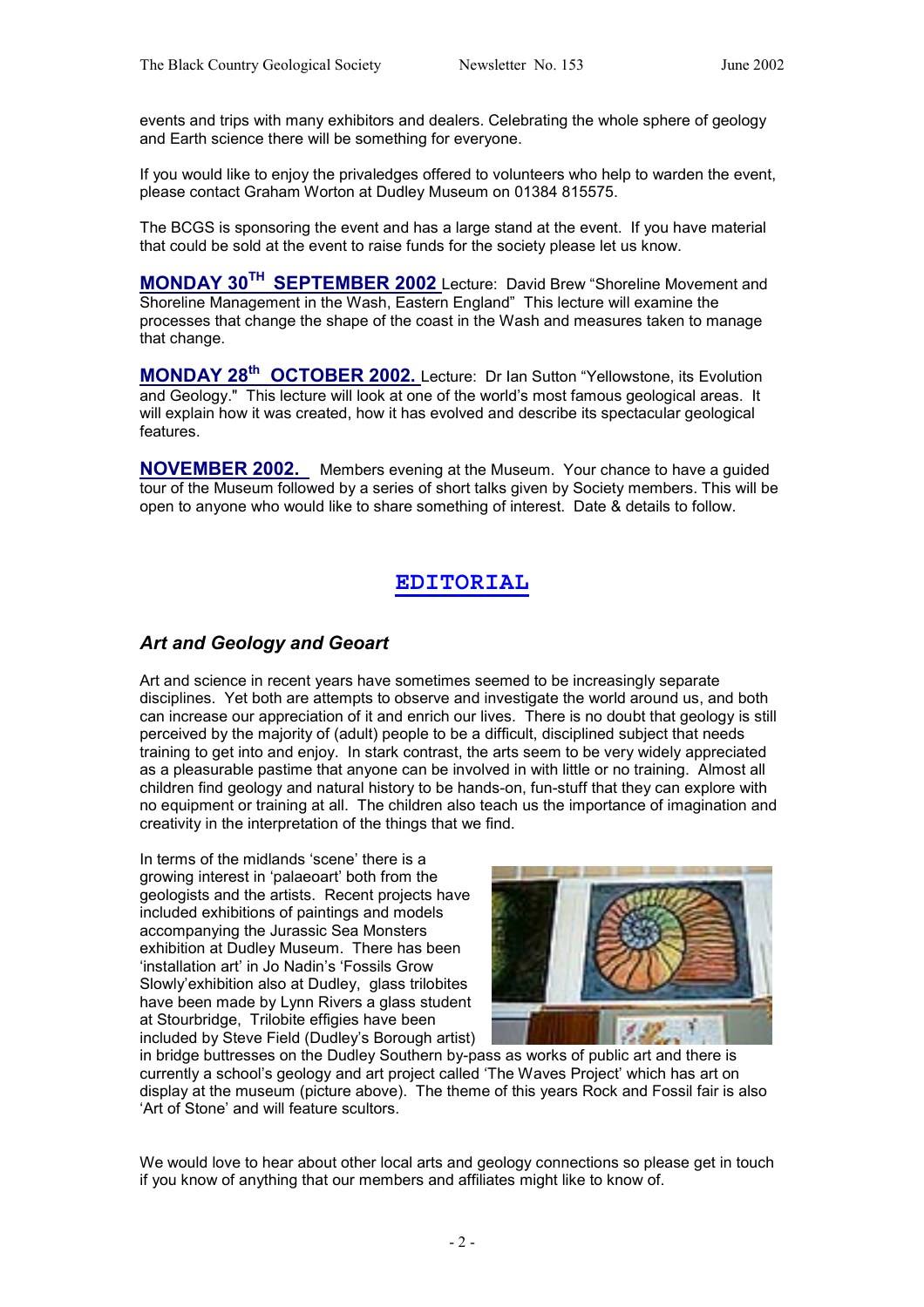events and trips with many exhibitors and dealers. Celebrating the whole sphere of geology and Earth science there will be something for everyone.

If you would like to enjoy the privaledges offered to volunteers who help to warden the event, please contact Graham Worton at Dudley Museum on 01384 815575.

The BCGS is sponsoring the event and has a large stand at the event. If you have material that could be sold at the event to raise funds for the society please let us know.

**MONDAY 30TH SEPTEMBER 2002** Lecture: David Brew "Shoreline Movement and Shoreline Management in the Wash, Eastern England" This lecture will examine the processes that change the shape of the coast in the Wash and measures taken to manage that change.

**MONDAY 28th OCTOBER 2002.** Lecture: Dr Ian Sutton "Yellowstone, its Evolution and Geology." This lecture will look at one of the world's most famous geological areas. It will explain how it was created, how it has evolved and describe its spectacular geological features.

**NOVEMBER 2002.** Members evening at the Museum. Your chance to have a guided tour of the Museum followed by a series of short talks given by Society members. This will be open to anyone who would like to share something of interest. Date & details to follow.

## EDITORIAL

### *Art and Geology and Geoart*

Art and science in recent years have sometimes seemed to be increasingly separate disciplines. Yet both are attempts to observe and investigate the world around us, and both can increase our appreciation of it and enrich our lives. There is no doubt that geology is still perceived by the majority of (adult) people to be a difficult, disciplined subject that needs training to get into and enjoy. In stark contrast, the arts seem to be very widely appreciated as a pleasurable pastime that anyone can be involved in with little or no training. Almost all children find geology and natural history to be hands-on, fun-stuff that they can explore with no equipment or training at all. The children also teach us the importance of imagination and creativity in the interpretation of the things that we find.

In terms of the midlands 'scene' there is a growing interest in 'palaeoart' both from the geologists and the artists. Recent projects have included exhibitions of paintings and models accompanying the Jurassic Sea Monsters exhibition at Dudley Museum. There has been 'installation art' in Jo Nadin's 'Fossils Grow Slowly'exhibition also at Dudley, glass trilobites have been made by Lynn Rivers a glass student at Stourbridge, Trilobite effigies have been included by Steve Field (Dudley's Borough artist) in bridge buttresses on the Dudley Southern by-pass as works of public art and there is currently a school's geology and art project called 'The Waves Project' which has art on display at the museum (picture above). The theme of this years Rock and Fossil fair is also 'Art of Stone' and will feature scultors.

We would love to hear about other local arts and geology connections so please get in touch if you know of anything that our members and affiliates might like to know of.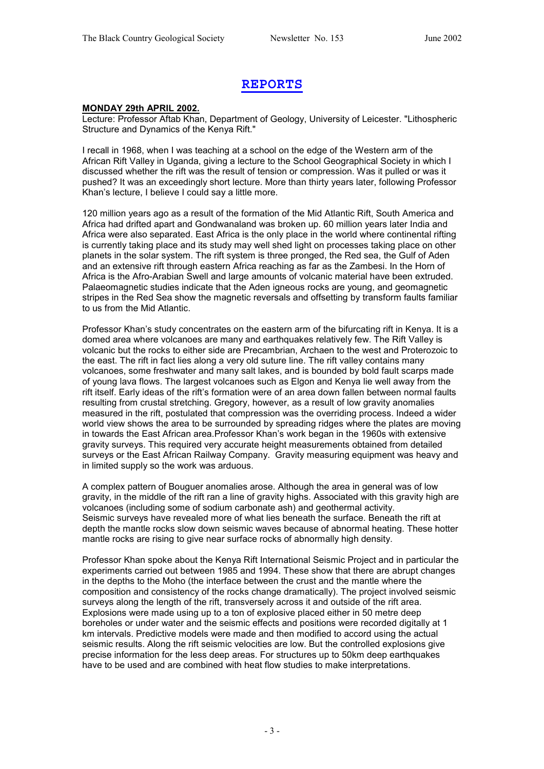# REPORTS

**MONDAY 29th APRIL 2002.**

Lecture: Professor Aftab Khan, Department of Geology, University of Leicester. "Lithospheric Structure and Dynamics of the Kenya Rift."

I recall in 1968, when I was teaching at a school on the edge of the Western arm of the African Rift Valley in Uganda, giving a lecture to the School Geographical Society in which I discussed whether the rift was the result of tension or compression. Was it pulled or was it pushed? It was an exceedingly short lecture. More than thirty years later, following Professor Khan's lecture, I believe I could say a little more.

120 million years ago as a result of the formation of the Mid Atlantic Rift, South America and Africa had drifted apart and Gondwanaland was broken up. 60 million years later India and Africa were also separated. East Africa is the only place in the world where continental rifting is currently taking place and its study may well shed light on processes taking place on other planets in the solar system. The rift system is three pronged, the Red sea, the Gulf of Aden and an extensive rift through eastern Africa reaching as far as the Zambesi. In the Horn of Africa is the Afro-Arabian Swell and large amounts of volcanic material have been extruded. Palaeomagnetic studies indicate that the Aden igneous rocks are young, and geomagnetic stripes in the Red Sea show the magnetic reversals and offsetting by transform faults familiar to us from the Mid Atlantic.

Professor Khan's study concentrates on the eastern arm of the bifurcating rift in Kenya. It is a domed area where volcanoes are many and earthquakes relatively few. The Rift Valley is volcanic but the rocks to either side are Precambrian, Archaen to the west and Proterozoic to the east. The rift in fact lies along a very old suture line. The rift valley contains many volcanoes, some freshwater and many salt lakes, and is bounded by bold fault scarps made of young lava flows. The largest volcanoes such as Elgon and Kenya lie well away from the rift itself. Early ideas of the rift's formation were of an area down fallen between normal faults resulting from crustal stretching. Gregory, however, as a result of low gravity anomalies measured in the rift, postulated that compression was the overriding process. Indeed a wider world view shows the area to be surrounded by spreading ridges where the plates are moving in towards the East African area.Professor Khan's work began in the 1960s with extensive gravity surveys. This required very accurate height measurements obtained from detailed surveys or the East African Railway Company. Gravity measuring equipment was heavy and in limited supply so the work was arduous.

A complex pattern of Bouguer anomalies arose. Although the area in general was of low gravity, in the middle of the rift ran a line of gravity highs. Associated with this gravity high are volcanoes (including some of sodium carbonate ash) and geothermal activity.
Seismic surveys have revealed more of what lies beneath the surface. Beneath the rift at depth the mantle rocks slow down seismic waves because of abnormal heating. These hotter mantle rocks are rising to give near surface rocks of abnormally high density.

Professor Khan spoke about the Kenya Rift International Seismic Project and in particular the experiments carried out between 1985 and 1994. These show that there are abrupt changes in the depths to the Moho (the interface between the crust and the mantle where the composition and consistency of the rocks change dramatically). The project involved seismic surveys along the length of the rift, transversely across it and outside of the rift area. Explosions were made using up to a ton of explosive placed either in 50 metre deep boreholes or under water and the seismic effects and positions were recorded digitally at 1 km intervals. Predictive models were made and then modified to accord using the actual seismic results. Along the rift seismic velocities are low. But the controlled explosions give precise information for the less deep areas. For structures up to 50km deep earthquakes have to be used and are combined with heat flow studies to make interpretations.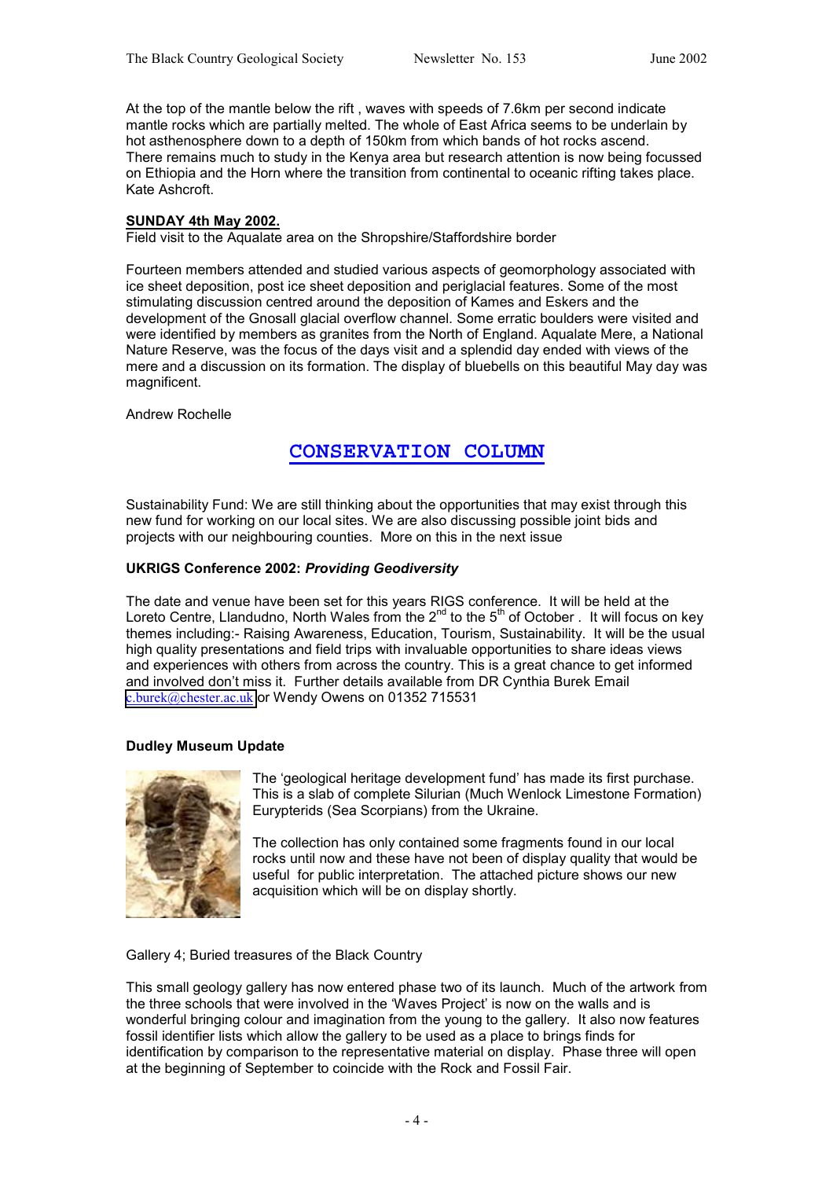At the top of the mantle below the rift , waves with speeds of 7.6km per second indicate mantle rocks which are partially melted. The whole of East Africa seems to be underlain by hot asthenosphere down to a depth of 150km from which bands of hot rocks ascend. There remains much to study in the Kenya area but research attention is now being focussed on Ethiopia and the Horn where the transition from continental to oceanic rifting takes place. Kate Ashcroft.

**SUNDAY 4th May 2002.**
Field visit to the Aqualate area on the Shropshire/Staffordshire border

Fourteen members attended and studied various aspects of geomorphology associated with ice sheet deposition, post ice sheet deposition and periglacial features. Some of the most stimulating discussion centred around the deposition of Kames and Eskers and the development of the Gnosall glacial overflow channel. Some erratic boulders were visited and were identified by members as granites from the North of England. Aqualate Mere, a National Nature Reserve, was the focus of the days visit and a splendid day ended with views of the mere and a discussion on its formation. The display of bluebells on this beautiful May day was magnificent.

Andrew Rochelle

## CONSERVATION COLUMN

Sustainability Fund: We are still thinking about the opportunities that may exist through this new fund for working on our local sites. We are also discussing possible joint bids and projects with our neighbouring counties. More on this in the next issue

**UKRIGS Conference 2002: *Providing Geodiversity***

The date and venue have been set for this years RIGS conference. It will be held at the Loreto Centre, Llandudno, North Wales from the 2nd to the 5th of October . It will focus on key themes including:- Raising Awareness, Education, Tourism, Sustainability. It will be the usual high quality presentations and field trips with invaluable opportunities to share ideas views and experiences with others from across the country. This is a great chance to get informed and involved don't miss it. Further details available from DR Cynthia Burek Email c.burek@chester.ac.uk or Wendy Owens on 01352 715531

**Dudley Museum Update**

The 'geological heritage development fund' has made its first purchase. This is a slab of complete Silurian (Much Wenlock Limestone Formation) Eurypterids (Sea Scorpians) from the Ukraine.

The collection has only contained some fragments found in our local rocks until now and these have not been of display quality that would be useful for public interpretation. The attached picture shows our new acquisition which will be on display shortly.

Gallery 4; Buried treasures of the Black Country

This small geology gallery has now entered phase two of its launch. Much of the artwork from the three schools that were involved in the 'Waves Project' is now on the walls and is wonderful bringing colour and imagination from the young to the gallery. It also now features fossil identifier lists which allow the gallery to be used as a place to brings finds for identification by comparison to the representative material on display. Phase three will open at the beginning of September to coincide with the Rock and Fossil Fair.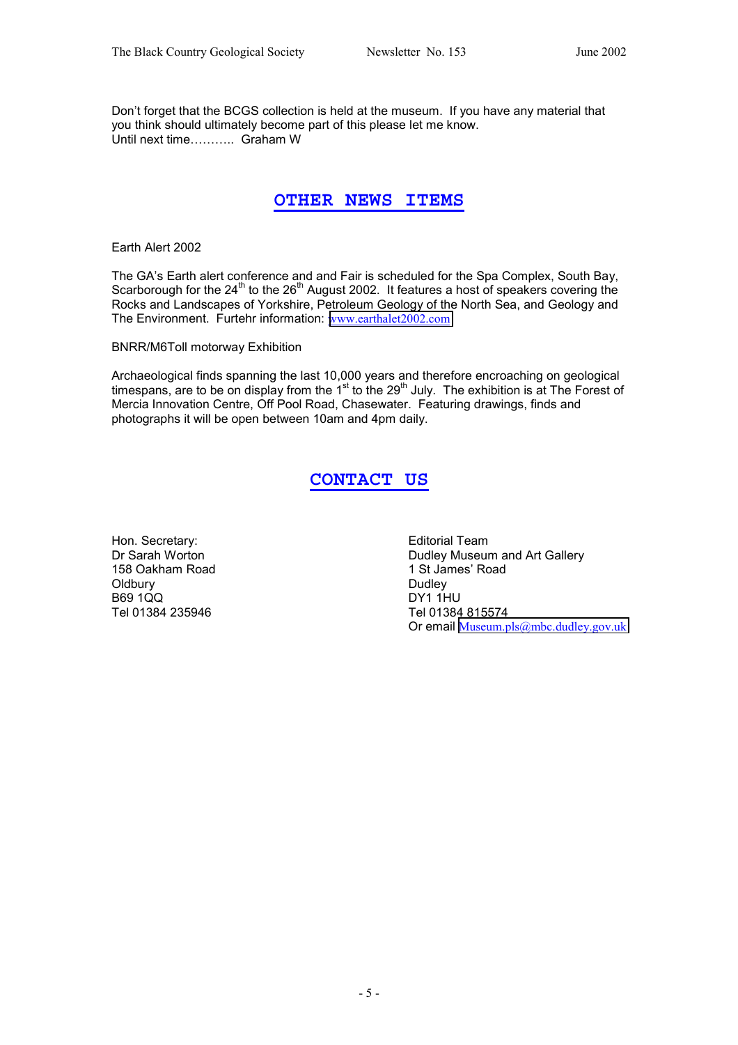Don't forget that the BCGS collection is held at the museum. If you have any material that you think should ultimately become part of this please let me know.
Until next time……….. Graham W

## OTHER NEWS ITEMS

Earth Alert 2002

The GA's Earth alert conference and and Fair is scheduled for the Spa Complex, South Bay, Scarborough for the 24th to the 26th August 2002. It features a host of speakers covering the Rocks and Landscapes of Yorkshire, Petroleum Geology of the North Sea, and Geology and The Environment. Furtehr information: www.earthalet2002.com

BNRR/M6Toll motorway Exhibition

Archaeological finds spanning the last 10,000 years and therefore encroaching on geological timespans, are to be on display from the 1st to the 29th July. The exhibition is at The Forest of Mercia Innovation Centre, Off Pool Road, Chasewater. Featuring drawings, finds and photographs it will be open between 10am and 4pm daily.

## CONTACT US

Hon. Secretary:
Dr Sarah Worton
158 Oakham Road
Oldbury
B69 1QQ
Tel 01384 235946

Editorial Team
Dudley Museum and Art Gallery
1 St James' Road
Dudley
DY1 1HU
Tel 01384 815574
Or email Museum.pls@mbc.dudley.gov.uk